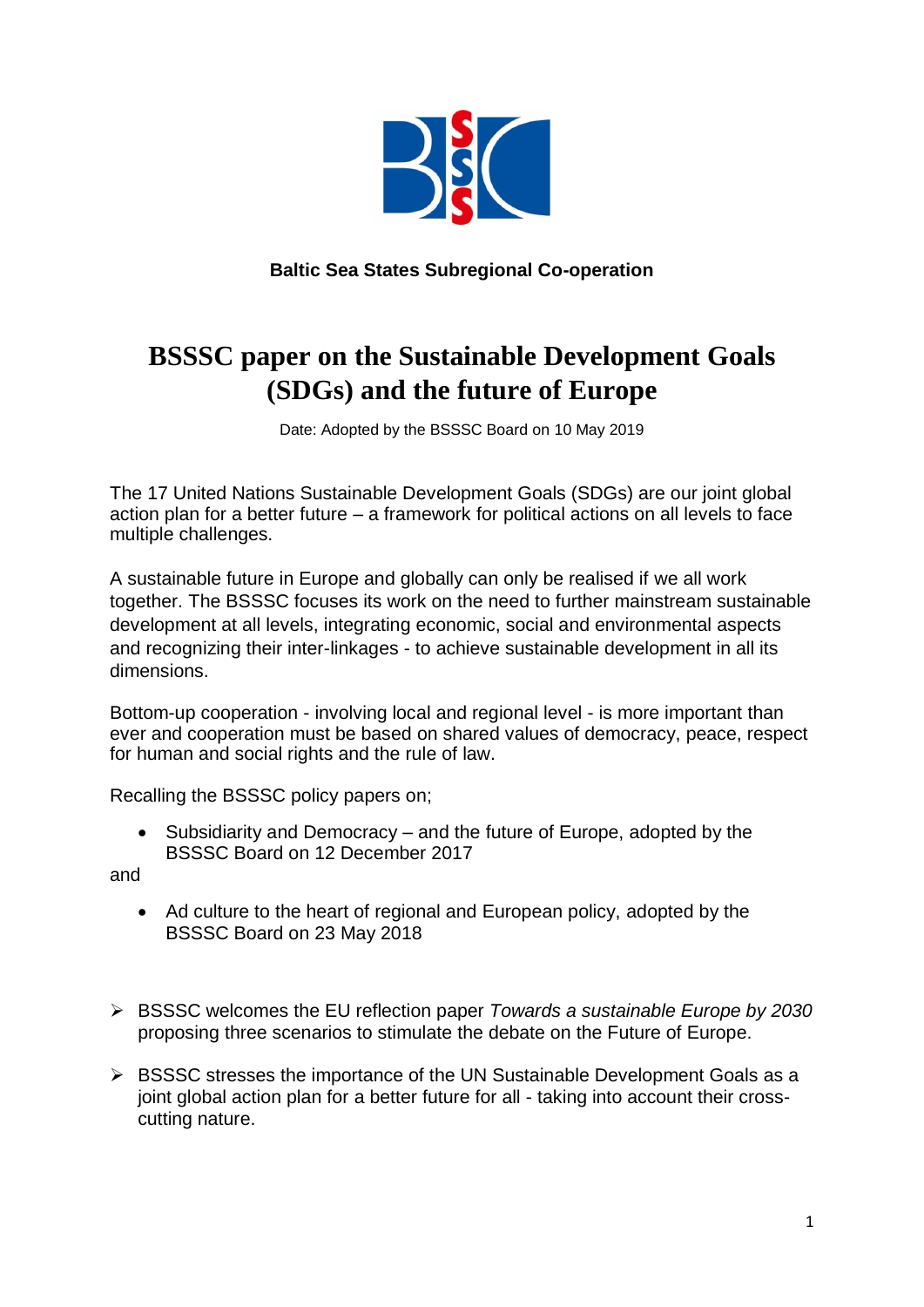**Baltic Sea States Subregional Co-operation**

# BSSSC paper on the Sustainable Development Goals (SDGs) and the future of Europe

Date: Adopted by the BSSSC Board on 10 May 2019

The 17 United Nations Sustainable Development Goals (SDGs) are our joint global action plan for a better future – a framework for political actions on all levels to face multiple challenges.

A sustainable future in Europe and globally can only be realised if we all work together. The BSSSC focuses its work on the need to further mainstream sustainable development at all levels, integrating economic, social and environmental aspects and recognizing their inter-linkages - to achieve sustainable development in all its dimensions.

Bottom-up cooperation - involving local and regional level - is more important than ever and cooperation must be based on shared values of democracy, peace, respect for human and social rights and the rule of law.

Recalling the BSSSC policy papers on;

- Subsidiarity and Democracy – and the future of Europe, adopted by the BSSSC Board on 12 December 2017

and

- Ad culture to the heart of regional and European policy, adopted by the BSSSC Board on 23 May 2018

- BSSSC welcomes the EU reflection paper *Towards a sustainable Europe by 2030* proposing three scenarios to stimulate the debate on the Future of Europe.
- BSSSC stresses the importance of the UN Sustainable Development Goals as a joint global action plan for a better future for all - taking into account their cross-cutting nature.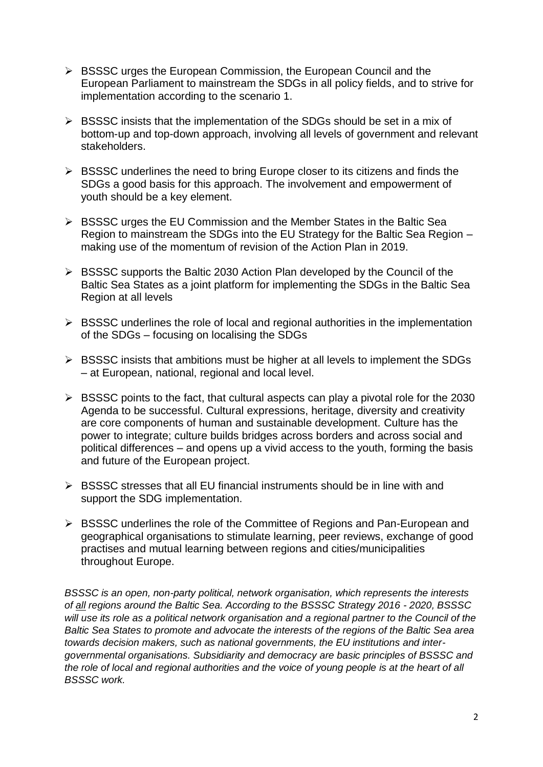- BSSSC urges the European Commission, the European Council and the European Parliament to mainstream the SDGs in all policy fields, and to strive for implementation according to the scenario 1.

- BSSSC insists that the implementation of the SDGs should be set in a mix of bottom-up and top-down approach, involving all levels of government and relevant stakeholders.

- BSSSC underlines the need to bring Europe closer to its citizens and finds the SDGs a good basis for this approach. The involvement and empowerment of youth should be a key element.

- BSSSC urges the EU Commission and the Member States in the Baltic Sea Region to mainstream the SDGs into the EU Strategy for the Baltic Sea Region – making use of the momentum of revision of the Action Plan in 2019.

- BSSSC supports the Baltic 2030 Action Plan developed by the Council of the Baltic Sea States as a joint platform for implementing the SDGs in the Baltic Sea Region at all levels

- BSSSC underlines the role of local and regional authorities in the implementation of the SDGs – focusing on localising the SDGs

- BSSSC insists that ambitions must be higher at all levels to implement the SDGs – at European, national, regional and local level.

- BSSSC points to the fact, that cultural aspects can play a pivotal role for the 2030 Agenda to be successful. Cultural expressions, heritage, diversity and creativity are core components of human and sustainable development. Culture has the power to integrate; culture builds bridges across borders and across social and political differences – and opens up a vivid access to the youth, forming the basis and future of the European project.

- BSSSC stresses that all EU financial instruments should be in line with and support the SDG implementation.

- BSSSC underlines the role of the Committee of Regions and Pan-European and geographical organisations to stimulate learning, peer reviews, exchange of good practises and mutual learning between regions and cities/municipalities throughout Europe.

*BSSSC is an open, non-party political, network organisation, which represents the interests of <u>all</u> regions around the Baltic Sea. According to the BSSSC Strategy 2016 - 2020, BSSSC will use its role as a political network organisation and a regional partner to the Council of the Baltic Sea States to promote and advocate the interests of the regions of the Baltic Sea area towards decision makers, such as national governments, the EU institutions and inter-governmental organisations. Subsidiarity and democracy are basic principles of BSSSC and the role of local and regional authorities and the voice of young people is at the heart of all BSSSC work.*